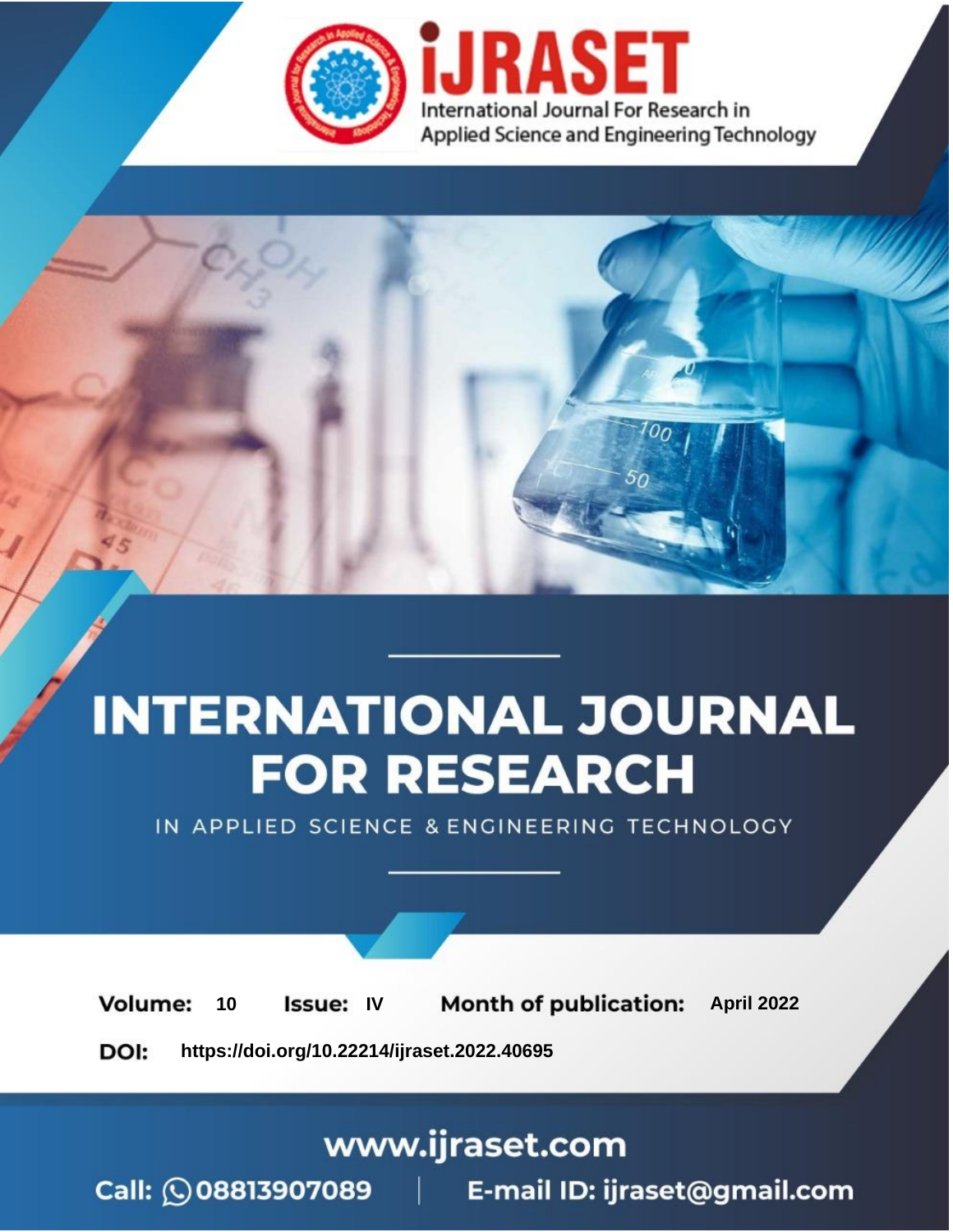International Journal For Research in Applied Science and Engineering Technology

# INTERNATIONAL JOURNAL FOR RESEARCH

IN APPLIED SCIENCE & ENGINEERING TECHNOLOGY

**Volume:** 10 **Issue:** IV **Month of publication:** April 2022

**DOI:** https://doi.org/10.22214/ijraset.2022.40695

www.ijraset.com

Call: 08813907089 | E-mail ID: ijraset@gmail.com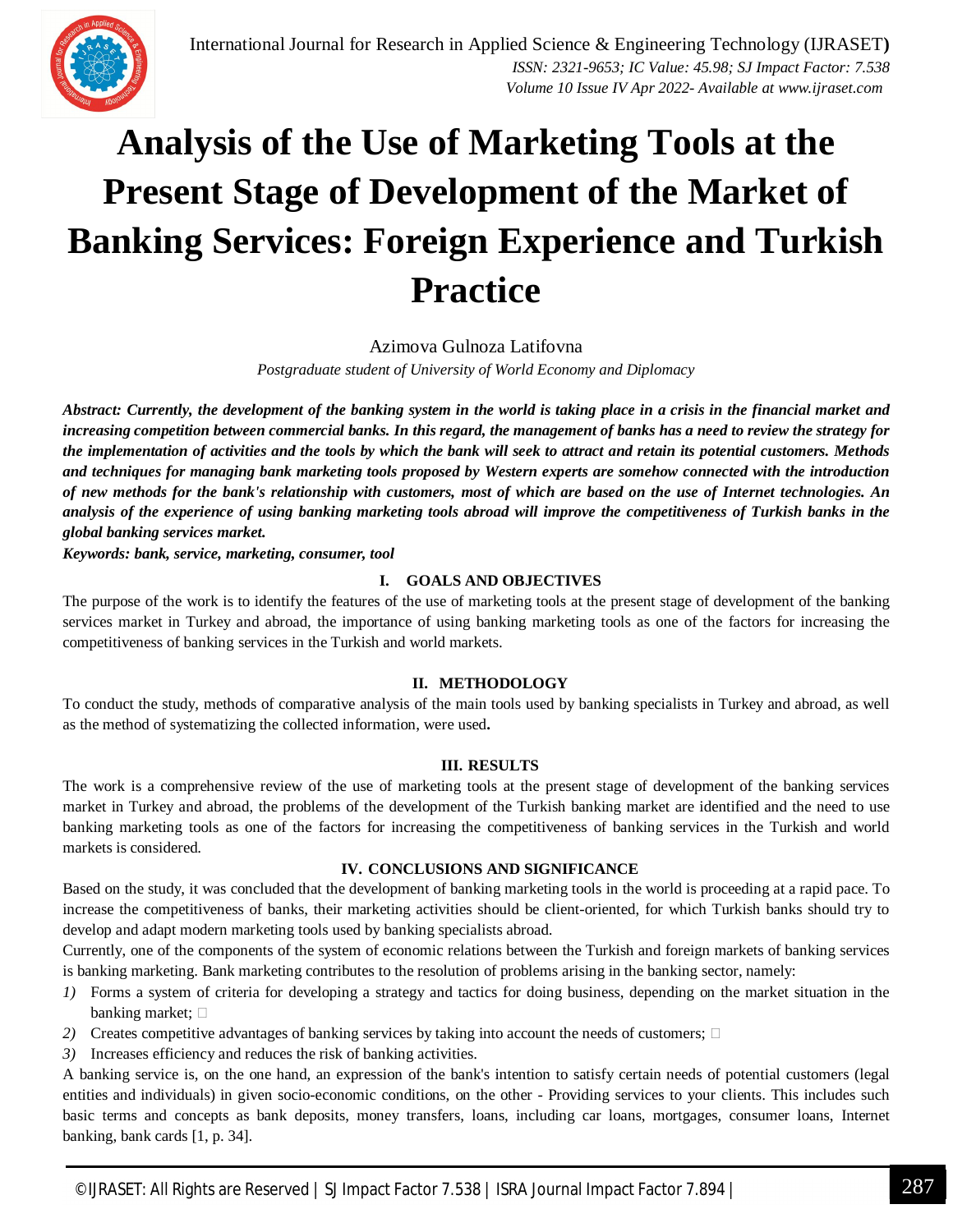# Analysis of the Use of Marketing Tools at the Present Stage of Development of the Market of Banking Services: Foreign Experience and Turkish Practice

Azimova Gulnoza Latifovna

*Postgraduate student of University of World Economy and Diplomacy*

***Abstract:** Currently, the development of the banking system in the world is taking place in a crisis in the financial market and increasing competition between commercial banks. In this regard, the management of banks has a need to review the strategy for the implementation of activities and the tools by which the bank will seek to attract and retain its potential customers. Methods and techniques for managing bank marketing tools proposed by Western experts are somehow connected with the introduction of new methods for the bank's relationship with customers, most of which are based on the use of Internet technologies. An analysis of the experience of using banking marketing tools abroad will improve the competitiveness of Turkish banks in the global banking services market.*

***Keywords:** bank, service, marketing, consumer, tool*

## I. GOALS AND OBJECTIVES

The purpose of the work is to identify the features of the use of marketing tools at the present stage of development of the banking services market in Turkey and abroad, the importance of using banking marketing tools as one of the factors for increasing the competitiveness of banking services in the Turkish and world markets.

## II. METHODOLOGY

To conduct the study, methods of comparative analysis of the main tools used by banking specialists in Turkey and abroad, as well as the method of systematizing the collected information, were used.

## III. RESULTS

The work is a comprehensive review of the use of marketing tools at the present stage of development of the banking services market in Turkey and abroad, the problems of the development of the Turkish banking market are identified and the need to use banking marketing tools as one of the factors for increasing the competitiveness of banking services in the Turkish and world markets is considered.

## IV. CONCLUSIONS AND SIGNIFICANCE

Based on the study, it was concluded that the development of banking marketing tools in the world is proceeding at a rapid pace. To increase the competitiveness of banks, their marketing activities should be client-oriented, for which Turkish banks should try to develop and adapt modern marketing tools used by banking specialists abroad.

Currently, one of the components of the system of economic relations between the Turkish and foreign markets of banking services is banking marketing. Bank marketing contributes to the resolution of problems arising in the banking sector, namely:

1) Forms a system of criteria for developing a strategy and tactics for doing business, depending on the market situation in the banking market;
2) Creates competitive advantages of banking services by taking into account the needs of customers;
3) Increases efficiency and reduces the risk of banking activities.

A banking service is, on the one hand, an expression of the bank's intention to satisfy certain needs of potential customers (legal entities and individuals) in given socio-economic conditions, on the other - Providing services to your clients. This includes such basic terms and concepts as bank deposits, money transfers, loans, including car loans, mortgages, consumer loans, Internet banking, bank cards [1, p. 34].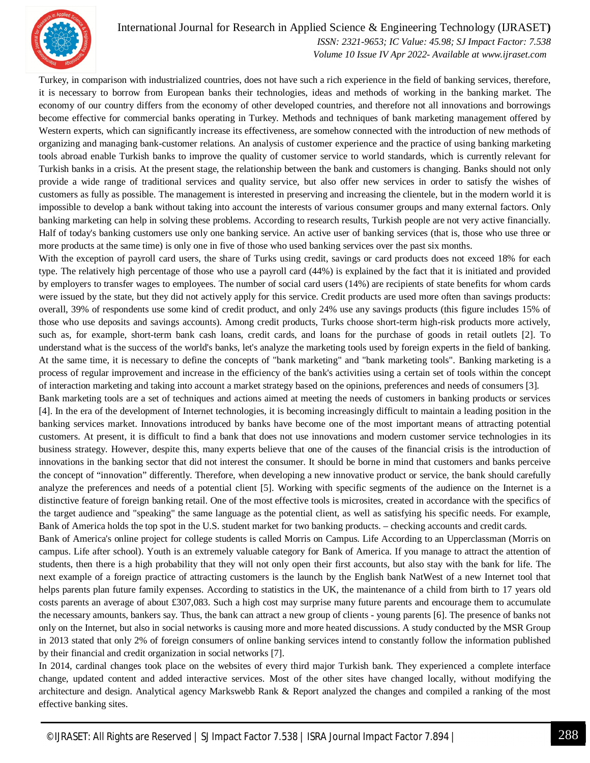Turkey, in comparison with industrialized countries, does not have such a rich experience in the field of banking services, therefore, it is necessary to borrow from European banks their technologies, ideas and methods of working in the banking market. The economy of our country differs from the economy of other developed countries, and therefore not all innovations and borrowings become effective for commercial banks operating in Turkey. Methods and techniques of bank marketing management offered by Western experts, which can significantly increase its effectiveness, are somehow connected with the introduction of new methods of organizing and managing bank-customer relations. An analysis of customer experience and the practice of using banking marketing tools abroad enable Turkish banks to improve the quality of customer service to world standards, which is currently relevant for Turkish banks in a crisis. At the present stage, the relationship between the bank and customers is changing. Banks should not only provide a wide range of traditional services and quality service, but also offer new services in order to satisfy the wishes of customers as fully as possible. The management is interested in preserving and increasing the clientele, but in the modern world it is impossible to develop a bank without taking into account the interests of various consumer groups and many external factors. Only banking marketing can help in solving these problems. According to research results, Turkish people are not very active financially. Half of today's banking customers use only one banking service. An active user of banking services (that is, those who use three or more products at the same time) is only one in five of those who used banking services over the past six months.

With the exception of payroll card users, the share of Turks using credit, savings or card products does not exceed 18% for each type. The relatively high percentage of those who use a payroll card (44%) is explained by the fact that it is initiated and provided by employers to transfer wages to employees. The number of social card users (14%) are recipients of state benefits for whom cards were issued by the state, but they did not actively apply for this service. Credit products are used more often than savings products: overall, 39% of respondents use some kind of credit product, and only 24% use any savings products (this figure includes 15% of those who use deposits and savings accounts). Among credit products, Turks choose short-term high-risk products more actively, such as, for example, short-term bank cash loans, credit cards, and loans for the purchase of goods in retail outlets [2]. To understand what is the success of the world's banks, let's analyze the marketing tools used by foreign experts in the field of banking. At the same time, it is necessary to define the concepts of "bank marketing" and "bank marketing tools". Banking marketing is a process of regular improvement and increase in the efficiency of the bank's activities using a certain set of tools within the concept of interaction marketing and taking into account a market strategy based on the opinions, preferences and needs of consumers [3].

Bank marketing tools are a set of techniques and actions aimed at meeting the needs of customers in banking products or services [4]. In the era of the development of Internet technologies, it is becoming increasingly difficult to maintain a leading position in the banking services market. Innovations introduced by banks have become one of the most important means of attracting potential customers. At present, it is difficult to find a bank that does not use innovations and modern customer service technologies in its business strategy. However, despite this, many experts believe that one of the causes of the financial crisis is the introduction of innovations in the banking sector that did not interest the consumer. It should be borne in mind that customers and banks perceive the concept of "innovation" differently. Therefore, when developing a new innovative product or service, the bank should carefully analyze the preferences and needs of a potential client [5]. Working with specific segments of the audience on the Internet is a distinctive feature of foreign banking retail. One of the most effective tools is microsites, created in accordance with the specifics of the target audience and "speaking" the same language as the potential client, as well as satisfying his specific needs. For example, Bank of America holds the top spot in the U.S. student market for two banking products. – checking accounts and credit cards.

Bank of America's online project for college students is called Morris on Campus. Life According to an Upperclassman (Morris on campus. Life after school). Youth is an extremely valuable category for Bank of America. If you manage to attract the attention of students, then there is a high probability that they will not only open their first accounts, but also stay with the bank for life. The next example of a foreign practice of attracting customers is the launch by the English bank NatWest of a new Internet tool that helps parents plan future family expenses. According to statistics in the UK, the maintenance of a child from birth to 17 years old costs parents an average of about £307,083. Such a high cost may surprise many future parents and encourage them to accumulate the necessary amounts, bankers say. Thus, the bank can attract a new group of clients - young parents [6]. The presence of banks not only on the Internet, but also in social networks is causing more and more heated discussions. A study conducted by the MSR Group in 2013 stated that only 2% of foreign consumers of online banking services intend to constantly follow the information published by their financial and credit organization in social networks [7].

In 2014, cardinal changes took place on the websites of every third major Turkish bank. They experienced a complete interface change, updated content and added interactive services. Most of the other sites have changed locally, without modifying the architecture and design. Analytical agency Markswebb Rank & Report analyzed the changes and compiled a ranking of the most effective banking sites.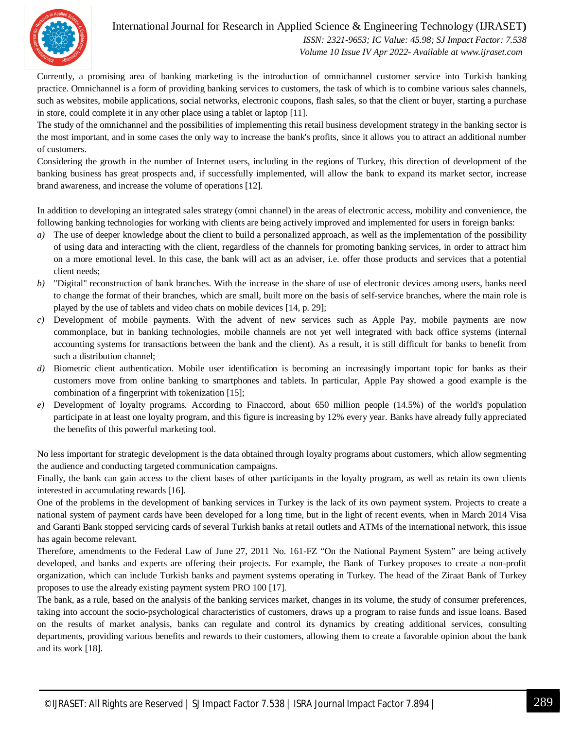Currently, a promising area of banking marketing is the introduction of omnichannel customer service into Turkish banking practice. Omnichannel is a form of providing banking services to customers, the task of which is to combine various sales channels, such as websites, mobile applications, social networks, electronic coupons, flash sales, so that the client or buyer, starting a purchase in store, could complete it in any other place using a tablet or laptop [11].

The study of the omnichannel and the possibilities of implementing this retail business development strategy in the banking sector is the most important, and in some cases the only way to increase the bank's profits, since it allows you to attract an additional number of customers.

Considering the growth in the number of Internet users, including in the regions of Turkey, this direction of development of the banking business has great prospects and, if successfully implemented, will allow the bank to expand its market sector, increase brand awareness, and increase the volume of operations [12].

In addition to developing an integrated sales strategy (omni channel) in the areas of electronic access, mobility and convenience, the following banking technologies for working with clients are being actively improved and implemented for users in foreign banks:

*a)* The use of deeper knowledge about the client to build a personalized approach, as well as the implementation of the possibility of using data and interacting with the client, regardless of the channels for promoting banking services, in order to attract him on a more emotional level. In this case, the bank will act as an adviser, i.e. offer those products and services that a potential client needs;

*b)* "Digital" reconstruction of bank branches. With the increase in the share of use of electronic devices among users, banks need to change the format of their branches, which are small, built more on the basis of self-service branches, where the main role is played by the use of tablets and video chats on mobile devices [14, p. 29];

*c)* Development of mobile payments. With the advent of new services such as Apple Pay, mobile payments are now commonplace, but in banking technologies, mobile channels are not yet well integrated with back office systems (internal accounting systems for transactions between the bank and the client). As a result, it is still difficult for banks to benefit from such a distribution channel;

*d)* Biometric client authentication. Mobile user identification is becoming an increasingly important topic for banks as their customers move from online banking to smartphones and tablets. In particular, Apple Pay showed a good example is the combination of a fingerprint with tokenization [15];

*e)* Development of loyalty programs. According to Finaccord, about 650 million people (14.5%) of the world's population participate in at least one loyalty program, and this figure is increasing by 12% every year. Banks have already fully appreciated the benefits of this powerful marketing tool.

No less important for strategic development is the data obtained through loyalty programs about customers, which allow segmenting the audience and conducting targeted communication campaigns.

Finally, the bank can gain access to the client bases of other participants in the loyalty program, as well as retain its own clients interested in accumulating rewards [16].

One of the problems in the development of banking services in Turkey is the lack of its own payment system. Projects to create a national system of payment cards have been developed for a long time, but in the light of recent events, when in March 2014 Visa and Garanti Bank stopped servicing cards of several Turkish banks at retail outlets and ATMs of the international network, this issue has again become relevant.

Therefore, amendments to the Federal Law of June 27, 2011 No. 161-FZ "On the National Payment System" are being actively developed, and banks and experts are offering their projects. For example, the Bank of Turkey proposes to create a non-profit organization, which can include Turkish banks and payment systems operating in Turkey. The head of the Ziraat Bank of Turkey proposes to use the already existing payment system PRO 100 [17].

The bank, as a rule, based on the analysis of the banking services market, changes in its volume, the study of consumer preferences, taking into account the socio-psychological characteristics of customers, draws up a program to raise funds and issue loans. Based on the results of market analysis, banks can regulate and control its dynamics by creating additional services, consulting departments, providing various benefits and rewards to their customers, allowing them to create a favorable opinion about the bank and its work [18].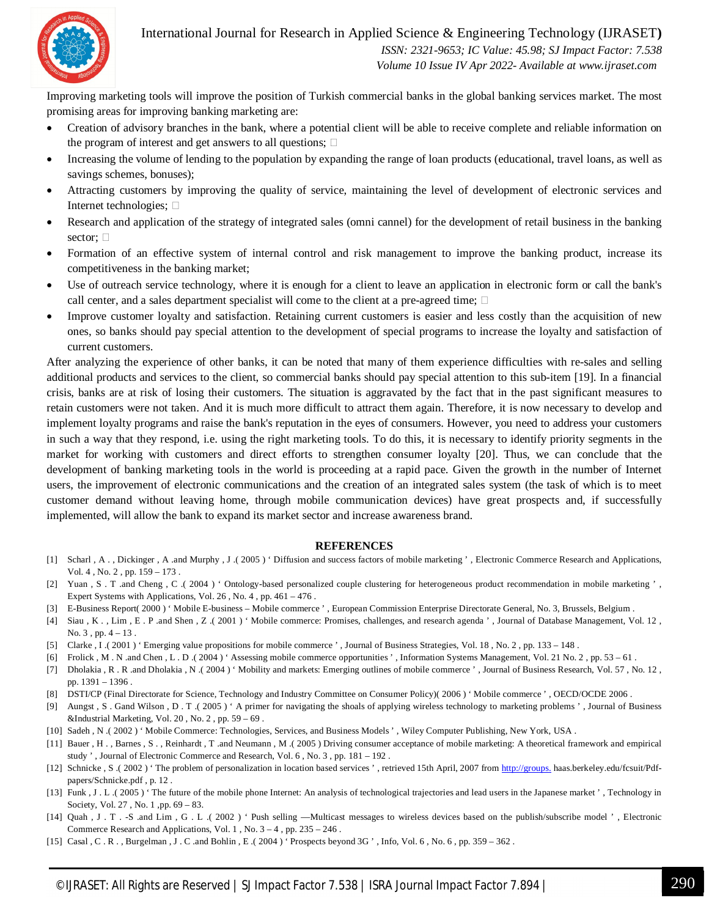Improving marketing tools will improve the position of Turkish commercial banks in the global banking services market. The most promising areas for improving banking marketing are:

- Creation of advisory branches in the bank, where a potential client will be able to receive complete and reliable information on the program of interest and get answers to all questions; 
- Increasing the volume of lending to the population by expanding the range of loan products (educational, travel loans, as well as savings schemes, bonuses);
- Attracting customers by improving the quality of service, maintaining the level of development of electronic services and Internet technologies; 
- Research and application of the strategy of integrated sales (omni cannel) for the development of retail business in the banking sector; 
- Formation of an effective system of internal control and risk management to improve the banking product, increase its competitiveness in the banking market;
- Use of outreach service technology, where it is enough for a client to leave an application in electronic form or call the bank's call center, and a sales department specialist will come to the client at a pre-agreed time; 
- Improve customer loyalty and satisfaction. Retaining current customers is easier and less costly than the acquisition of new ones, so banks should pay special attention to the development of special programs to increase the loyalty and satisfaction of current customers.

After analyzing the experience of other banks, it can be noted that many of them experience difficulties with re-sales and selling additional products and services to the client, so commercial banks should pay special attention to this sub-item [19]. In a financial crisis, banks are at risk of losing their customers. The situation is aggravated by the fact that in the past significant measures to retain customers were not taken. And it is much more difficult to attract them again. Therefore, it is now necessary to develop and implement loyalty programs and raise the bank's reputation in the eyes of consumers. However, you need to address your customers in such a way that they respond, i.e. using the right marketing tools. To do this, it is necessary to identify priority segments in the market for working with customers and direct efforts to strengthen consumer loyalty [20]. Thus, we can conclude that the development of banking marketing tools in the world is proceeding at a rapid pace. Given the growth in the number of Internet users, the improvement of electronic communications and the creation of an integrated sales system (the task of which is to meet customer demand without leaving home, through mobile communication devices) have great prospects and, if successfully implemented, will allow the bank to expand its market sector and increase awareness brand.

## REFERENCES

[1] Scharl , A . , Dickinger , A .and Murphy , J .( 2005 ) ‘ Diffusion and success factors of mobile marketing ’ , Electronic Commerce Research and Applications, Vol. 4 , No. 2 , pp. 159 – 173 .

[2] Yuan , S . T .and Cheng , C .( 2004 ) ‘ Ontology-based personalized couple clustering for heterogeneous product recommendation in mobile marketing ’ , Expert Systems with Applications, Vol. 26 , No. 4 , pp. 461 – 476 .

[3] E-Business Report( 2000 ) ‘ Mobile E-business – Mobile commerce ’ , European Commission Enterprise Directorate General, No. 3, Brussels, Belgium .

[4] Siau , K . , Lim , E . P .and Shen , Z .( 2001 ) ‘ Mobile commerce: Promises, challenges, and research agenda ’ , Journal of Database Management, Vol. 12 , No. 3 , pp. 4 – 13 .

[5] Clarke , I .( 2001 ) ‘ Emerging value propositions for mobile commerce ’ , Journal of Business Strategies, Vol. 18 , No. 2 , pp. 133 – 148 .

[6] Frolick , M . N .and Chen , L . D .( 2004 ) ‘ Assessing mobile commerce opportunities ’ , Information Systems Management, Vol. 21 No. 2 , pp. 53 – 61 .

[7] Dholakia , R . R .and Dholakia , N .( 2004 ) ‘ Mobility and markets: Emerging outlines of mobile commerce ’ , Journal of Business Research, Vol. 57 , No. 12 , pp. 1391 – 1396 .

[8] DSTI/CP (Final Directorate for Science, Technology and Industry Committee on Consumer Policy)( 2006 ) ‘ Mobile commerce ’ , OECD/OCDE 2006 .

[9] Aungst , S . Gand Wilson , D . T .( 2005 ) ‘ A primer for navigating the shoals of applying wireless technology to marketing problems ’ , Journal of Business &Industrial Marketing, Vol. 20 , No. 2 , pp. 59 – 69 .

[10] Sadeh , N .( 2002 ) ‘ Mobile Commerce: Technologies, Services, and Business Models ’ , Wiley Computer Publishing, New York, USA .

[11] Bauer , H . , Barnes , S . , Reinhardt , T .and Neumann , M .( 2005 ) Driving consumer acceptance of mobile marketing: A theoretical framework and empirical study ’ , Journal of Electronic Commerce and Research, Vol. 6 , No. 3 , pp. 181 – 192 .

[12] Schnicke , S .( 2002 ) ‘ The problem of personalization in location based services ’ , retrieved 15th April, 2007 from http://groups. haas.berkeley.edu/fcsuit/Pdf-papers/Schnicke.pdf , p. 12 .

[13] Funk , J . L .( 2005 ) ‘ The future of the mobile phone Internet: An analysis of technological trajectories and lead users in the Japanese market ’ , Technology in Society, Vol. 27 , No. 1 ,pp. 69 – 83.

[14] Quah , J . T . -S .and Lim , G . L .( 2002 ) ‘ Push selling —Multicast messages to wireless devices based on the publish/subscribe model ’ , Electronic Commerce Research and Applications, Vol. 1 , No. 3 – 4 , pp. 235 – 246 .

[15] Casal , C . R . , Burgelman , J . C .and Bohlin , E .( 2004 ) ‘ Prospects beyond 3G ’ , Info, Vol. 6 , No. 6 , pp. 359 – 362 .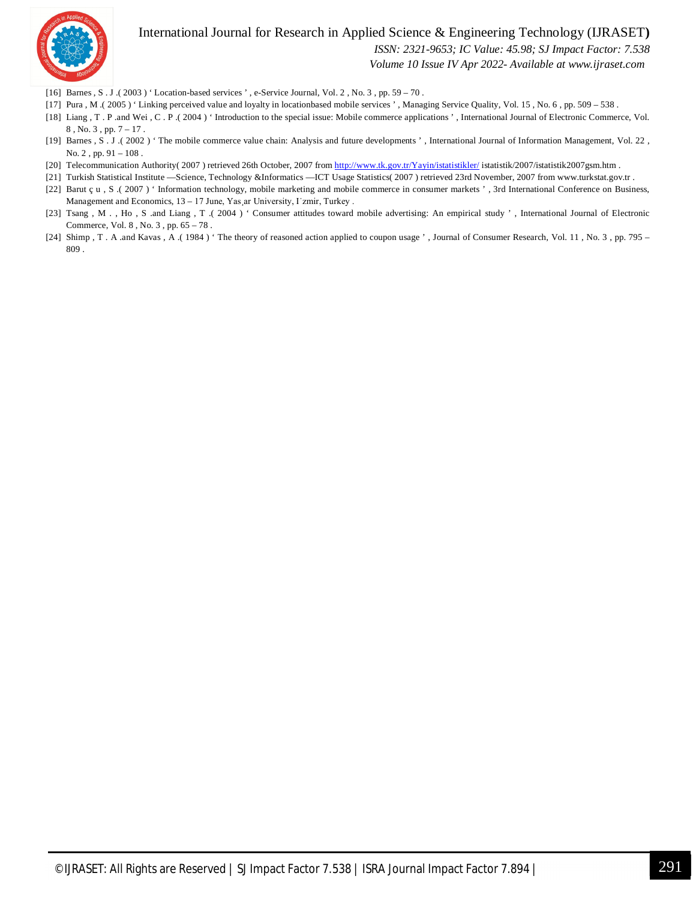[16] Barnes , S . J .( 2003 ) ' Location-based services ' , e-Service Journal, Vol. 2 , No. 3 , pp. 59 – 70 .

[17] Pura , M .( 2005 ) ' Linking perceived value and loyalty in locationbased mobile services ' , Managing Service Quality, Vol. 15 , No. 6 , pp. 509 – 538 .

[18] Liang , T . P .and Wei , C . P .( 2004 ) ' Introduction to the special issue: Mobile commerce applications ' , International Journal of Electronic Commerce, Vol. 8 , No. 3 , pp. 7 – 17 .

[19] Barnes , S . J .( 2002 ) ' The mobile commerce value chain: Analysis and future developments ' , International Journal of Information Management, Vol. 22 , No. 2 , pp. 91 – 108 .

[20] Telecommunication Authority( 2007 ) retrieved 26th October, 2007 from http://www.tk.gov.tr/Yayin/istatistikler/ istatistik/2007/istatistik2007gsm.htm .

[21] Turkish Statistical Institute —Science, Technology &Informatics —ICT Usage Statistics( 2007 ) retrieved 23rd November, 2007 from www.turkstat.gov.tr .

[22] Barut ç u , S .( 2007 ) ' Information technology, mobile marketing and mobile commerce in consumer markets ' , 3rd International Conference on Business, Management and Economics, 13 – 17 June, Yas¸ar University, I˙zmir, Turkey .

[23] Tsang , M . , Ho , S .and Liang , T .( 2004 ) ' Consumer attitudes toward mobile advertising: An empirical study ' , International Journal of Electronic Commerce, Vol. 8 , No. 3 , pp. 65 – 78 .

[24] Shimp , T . A .and Kavas , A .( 1984 ) ' The theory of reasoned action applied to coupon usage ' , Journal of Consumer Research, Vol. 11 , No. 3 , pp. 795 – 809 .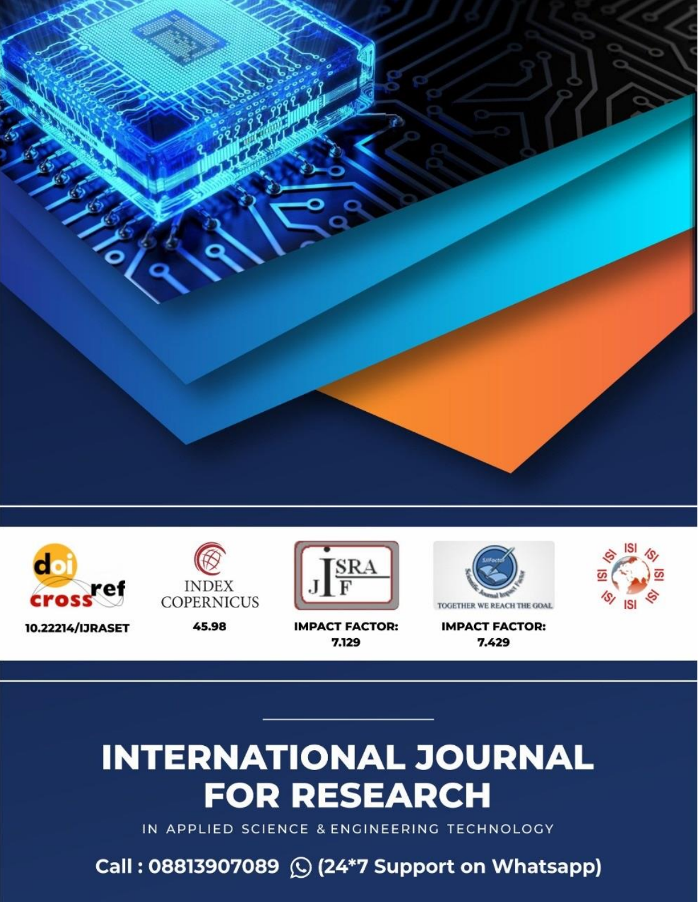10.22214/IJRASET

45.98

IMPACT FACTOR: 7.129

IMPACT FACTOR: 7.429

# INTERNATIONAL JOURNAL FOR RESEARCH

IN APPLIED SCIENCE & ENGINEERING TECHNOLOGY

Call : 08813907089 (24*7 Support on Whatsapp)